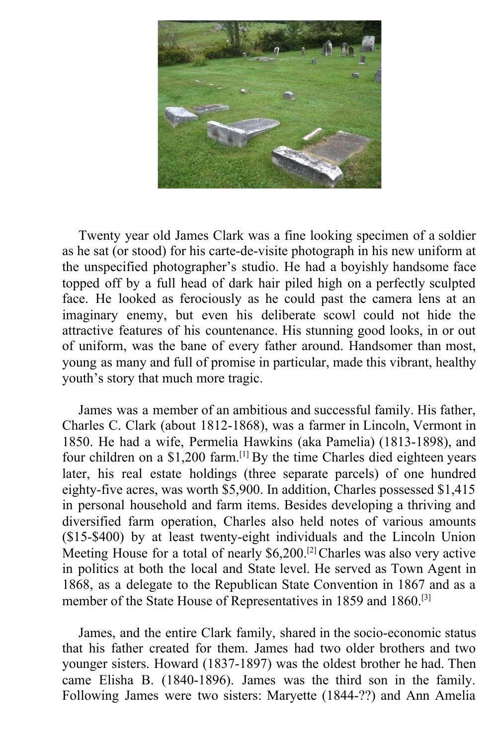Twenty year old James Clark was a fine looking specimen of a soldier as he sat (or stood) for his carte-de-visite photograph in his new uniform at the unspecified photographer's studio. He had a boyishly handsome face topped off by a full head of dark hair piled high on a perfectly sculpted face. He looked as ferociously as he could past the camera lens at an imaginary enemy, but even his deliberate scowl could not hide the attractive features of his countenance. His stunning good looks, in or out of uniform, was the bane of every father around. Handsomer than most, young as many and full of promise in particular, made this vibrant, healthy youth's story that much more tragic.

James was a member of an ambitious and successful family. His father, Charles C. Clark (about 1812-1868), was a farmer in Lincoln, Vermont in 1850. He had a wife, Permelia Hawkins (aka Pamelia) (1813-1898), and four children on a $1,200 farm.[1] By the time Charles died eighteen years later, his real estate holdings (three separate parcels) of one hundred eighty-five acres, was worth $5,900. In addition, Charles possessed $1,415 in personal household and farm items. Besides developing a thriving and diversified farm operation, Charles also held notes of various amounts ($15-$400) by at least twenty-eight individuals and the Lincoln Union Meeting House for a total of nearly $6,200.[2] Charles was also very active in politics at both the local and State level. He served as Town Agent in 1868, as a delegate to the Republican State Convention in 1867 and as a member of the State House of Representatives in 1859 and 1860.[3]

James, and the entire Clark family, shared in the socio-economic status that his father created for them. James had two older brothers and two younger sisters. Howard (1837-1897) was the oldest brother he had. Then came Elisha B. (1840-1896). James was the third son in the family. Following James were two sisters: Maryette (1844-??) and Ann Amelia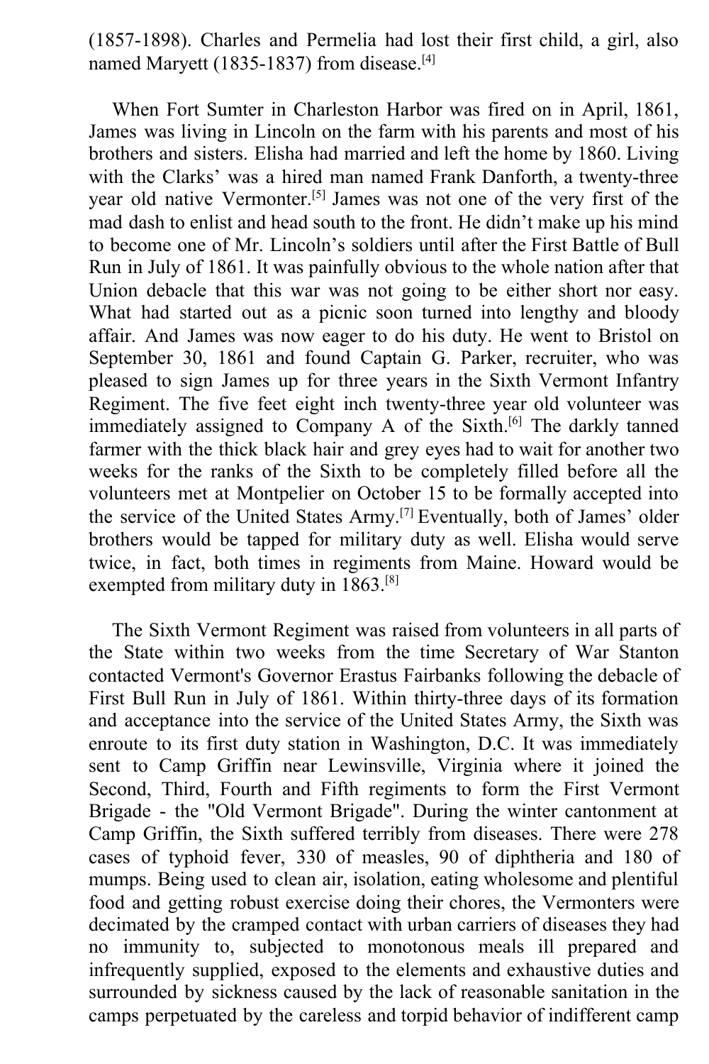(1857-1898). Charles and Permelia had lost their first child, a girl, also named Maryett (1835-1837) from disease.[4]

When Fort Sumter in Charleston Harbor was fired on in April, 1861, James was living in Lincoln on the farm with his parents and most of his brothers and sisters. Elisha had married and left the home by 1860. Living with the Clarks' was a hired man named Frank Danforth, a twenty-three year old native Vermonter.[5] James was not one of the very first of the mad dash to enlist and head south to the front. He didn't make up his mind to become one of Mr. Lincoln's soldiers until after the First Battle of Bull Run in July of 1861. It was painfully obvious to the whole nation after that Union debacle that this war was not going to be either short nor easy. What had started out as a picnic soon turned into lengthy and bloody affair. And James was now eager to do his duty. He went to Bristol on September 30, 1861 and found Captain G. Parker, recruiter, who was pleased to sign James up for three years in the Sixth Vermont Infantry Regiment. The five feet eight inch twenty-three year old volunteer was immediately assigned to Company A of the Sixth.[6] The darkly tanned farmer with the thick black hair and grey eyes had to wait for another two weeks for the ranks of the Sixth to be completely filled before all the volunteers met at Montpelier on October 15 to be formally accepted into the service of the United States Army.[7] Eventually, both of James' older brothers would be tapped for military duty as well. Elisha would serve twice, in fact, both times in regiments from Maine. Howard would be exempted from military duty in 1863.[8]

The Sixth Vermont Regiment was raised from volunteers in all parts of the State within two weeks from the time Secretary of War Stanton contacted Vermont's Governor Erastus Fairbanks following the debacle of First Bull Run in July of 1861. Within thirty-three days of its formation and acceptance into the service of the United States Army, the Sixth was enroute to its first duty station in Washington, D.C. It was immediately sent to Camp Griffin near Lewinsville, Virginia where it joined the Second, Third, Fourth and Fifth regiments to form the First Vermont Brigade - the "Old Vermont Brigade". During the winter cantonment at Camp Griffin, the Sixth suffered terribly from diseases. There were 278 cases of typhoid fever, 330 of measles, 90 of diphtheria and 180 of mumps. Being used to clean air, isolation, eating wholesome and plentiful food and getting robust exercise doing their chores, the Vermonters were decimated by the cramped contact with urban carriers of diseases they had no immunity to, subjected to monotonous meals ill prepared and infrequently supplied, exposed to the elements and exhaustive duties and surrounded by sickness caused by the lack of reasonable sanitation in the camps perpetuated by the careless and torpid behavior of indifferent camp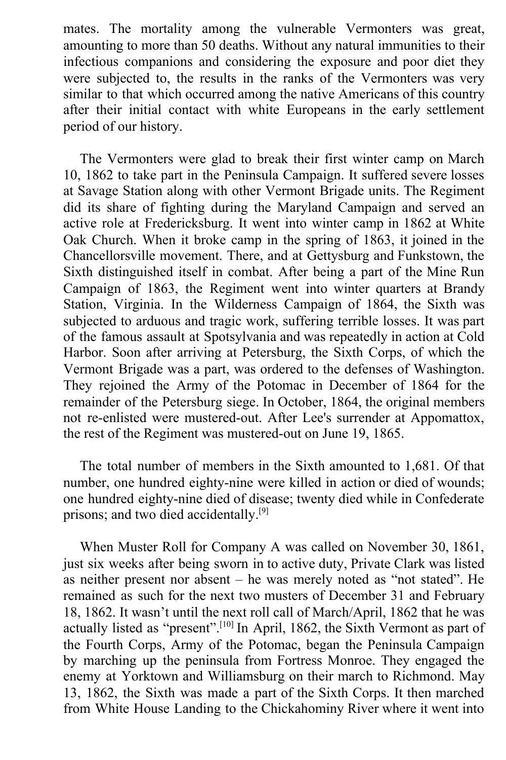mates. The mortality among the vulnerable Vermonters was great, amounting to more than 50 deaths. Without any natural immunities to their infectious companions and considering the exposure and poor diet they were subjected to, the results in the ranks of the Vermonters was very similar to that which occurred among the native Americans of this country after their initial contact with white Europeans in the early settlement period of our history.

The Vermonters were glad to break their first winter camp on March 10, 1862 to take part in the Peninsula Campaign. It suffered severe losses at Savage Station along with other Vermont Brigade units. The Regiment did its share of fighting during the Maryland Campaign and served an active role at Fredericksburg. It went into winter camp in 1862 at White Oak Church. When it broke camp in the spring of 1863, it joined in the Chancellorsville movement. There, and at Gettysburg and Funkstown, the Sixth distinguished itself in combat. After being a part of the Mine Run Campaign of 1863, the Regiment went into winter quarters at Brandy Station, Virginia. In the Wilderness Campaign of 1864, the Sixth was subjected to arduous and tragic work, suffering terrible losses. It was part of the famous assault at Spotsylvania and was repeatedly in action at Cold Harbor. Soon after arriving at Petersburg, the Sixth Corps, of which the Vermont Brigade was a part, was ordered to the defenses of Washington. They rejoined the Army of the Potomac in December of 1864 for the remainder of the Petersburg siege. In October, 1864, the original members not re-enlisted were mustered-out. After Lee's surrender at Appomattox, the rest of the Regiment was mustered-out on June 19, 1865.

The total number of members in the Sixth amounted to 1,681. Of that number, one hundred eighty-nine were killed in action or died of wounds; one hundred eighty-nine died of disease; twenty died while in Confederate prisons; and two died accidentally.[9]

When Muster Roll for Company A was called on November 30, 1861, just six weeks after being sworn in to active duty, Private Clark was listed as neither present nor absent – he was merely noted as "not stated". He remained as such for the next two musters of December 31 and February 18, 1862. It wasn't until the next roll call of March/April, 1862 that he was actually listed as "present".[10] In April, 1862, the Sixth Vermont as part of the Fourth Corps, Army of the Potomac, began the Peninsula Campaign by marching up the peninsula from Fortress Monroe. They engaged the enemy at Yorktown and Williamsburg on their march to Richmond. May 13, 1862, the Sixth was made a part of the Sixth Corps. It then marched from White House Landing to the Chickahominy River where it went into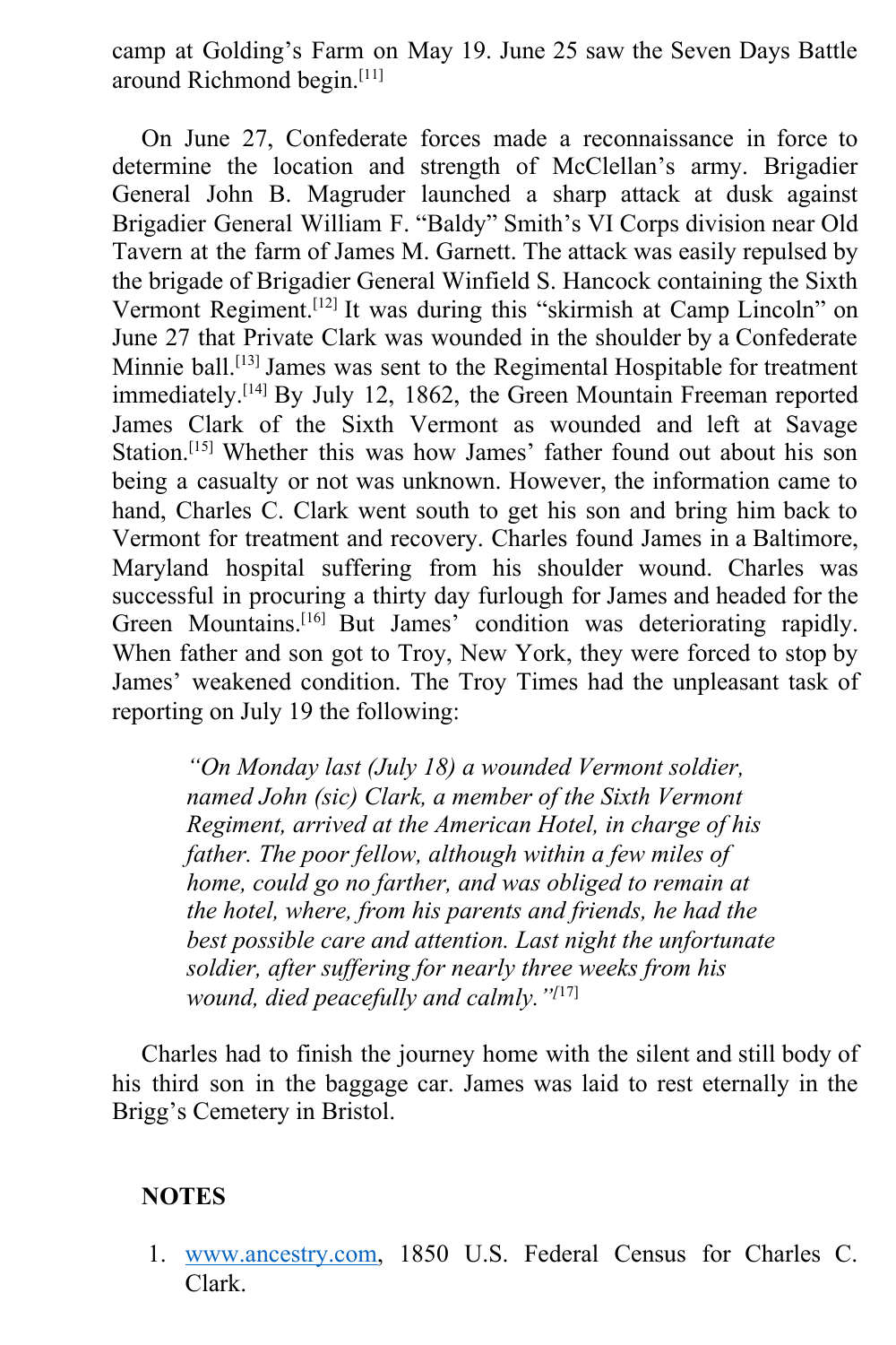camp at Golding's Farm on May 19. June 25 saw the Seven Days Battle around Richmond begin.[11]

On June 27, Confederate forces made a reconnaissance in force to determine the location and strength of McClellan's army. Brigadier General John B. Magruder launched a sharp attack at dusk against Brigadier General William F. "Baldy" Smith's VI Corps division near Old Tavern at the farm of James M. Garnett. The attack was easily repulsed by the brigade of Brigadier General Winfield S. Hancock containing the Sixth Vermont Regiment.[12] It was during this "skirmish at Camp Lincoln" on June 27 that Private Clark was wounded in the shoulder by a Confederate Minnie ball.[13] James was sent to the Regimental Hospitable for treatment immediately.[14] By July 12, 1862, the Green Mountain Freeman reported James Clark of the Sixth Vermont as wounded and left at Savage Station.[15] Whether this was how James' father found out about his son being a casualty or not was unknown. However, the information came to hand, Charles C. Clark went south to get his son and bring him back to Vermont for treatment and recovery. Charles found James in a Baltimore, Maryland hospital suffering from his shoulder wound. Charles was successful in procuring a thirty day furlough for James and headed for the Green Mountains.[16] But James' condition was deteriorating rapidly. When father and son got to Troy, New York, they were forced to stop by James' weakened condition. The Troy Times had the unpleasant task of reporting on July 19 the following:

> *"On Monday last (July 18) a wounded Vermont soldier, named John (sic) Clark, a member of the Sixth Vermont Regiment, arrived at the American Hotel, in charge of his father. The poor fellow, although within a few miles of home, could go no farther, and was obliged to remain at the hotel, where, from his parents and friends, he had the best possible care and attention. Last night the unfortunate soldier, after suffering for nearly three weeks from his wound, died peacefully and calmly."*[17]

Charles had to finish the journey home with the silent and still body of his third son in the baggage car. James was laid to rest eternally in the Brigg's Cemetery in Bristol.

**NOTES**

1. www.ancestry.com, 1850 U.S. Federal Census for Charles C. Clark.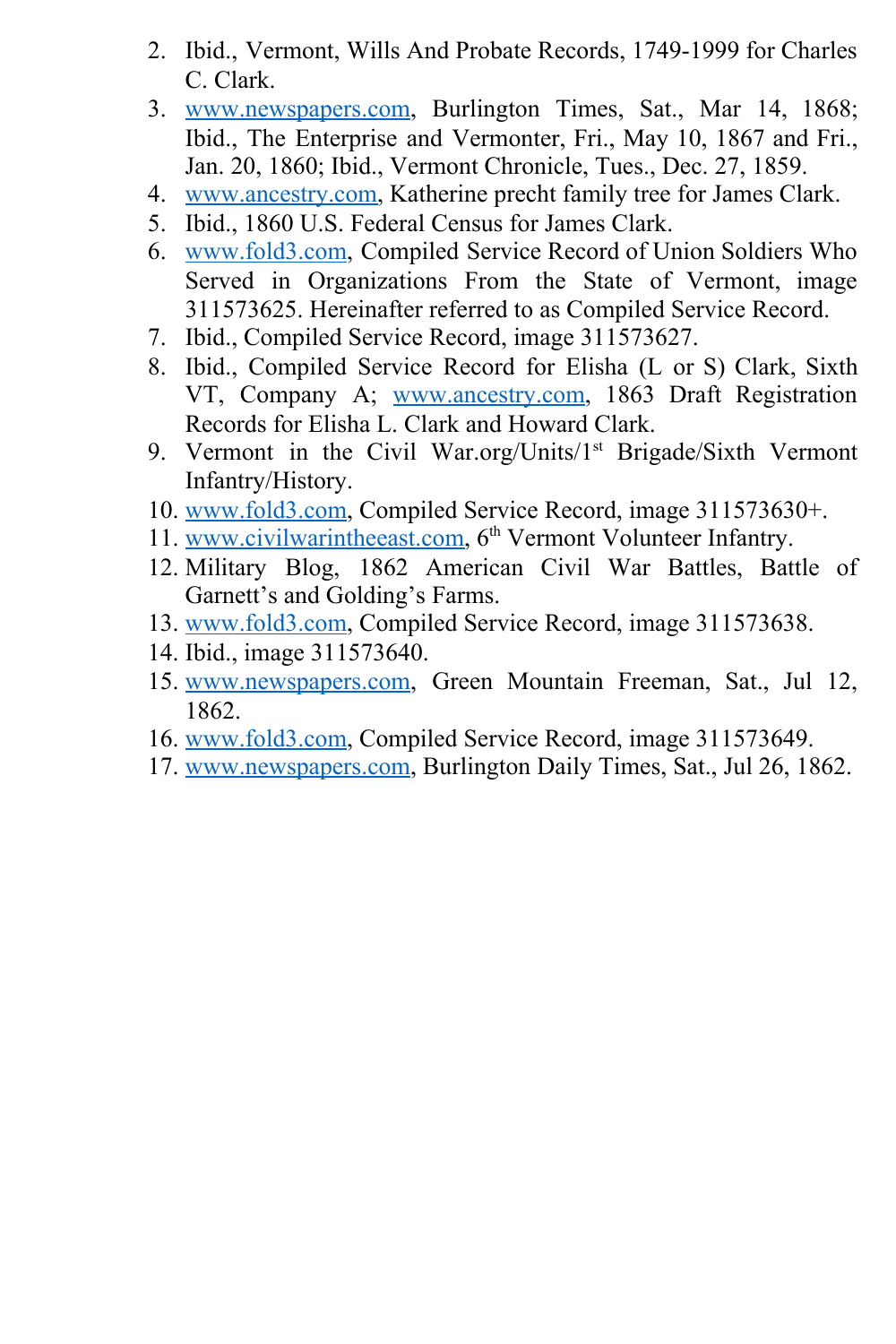2. Ibid., Vermont, Wills And Probate Records, 1749-1999 for Charles C. Clark.
3. www.newspapers.com, Burlington Times, Sat., Mar 14, 1868; Ibid., The Enterprise and Vermonter, Fri., May 10, 1867 and Fri., Jan. 20, 1860; Ibid., Vermont Chronicle, Tues., Dec. 27, 1859.
4. www.ancestry.com, Katherine precht family tree for James Clark.
5. Ibid., 1860 U.S. Federal Census for James Clark.
6. www.fold3.com, Compiled Service Record of Union Soldiers Who Served in Organizations From the State of Vermont, image 311573625. Hereinafter referred to as Compiled Service Record.
7. Ibid., Compiled Service Record, image 311573627.
8. Ibid., Compiled Service Record for Elisha (L or S) Clark, Sixth VT, Company A; www.ancestry.com, 1863 Draft Registration Records for Elisha L. Clark and Howard Clark.
9. Vermont in the Civil War.org/Units/1st Brigade/Sixth Vermont Infantry/History.
10. www.fold3.com, Compiled Service Record, image 311573630+.
11. www.civilwarintheeast.com, 6th Vermont Volunteer Infantry.
12. Military Blog, 1862 American Civil War Battles, Battle of Garnett's and Golding's Farms.
13. www.fold3.com, Compiled Service Record, image 311573638.
14. Ibid., image 311573640.
15. www.newspapers.com, Green Mountain Freeman, Sat., Jul 12, 1862.
16. www.fold3.com, Compiled Service Record, image 311573649.
17. www.newspapers.com, Burlington Daily Times, Sat., Jul 26, 1862.